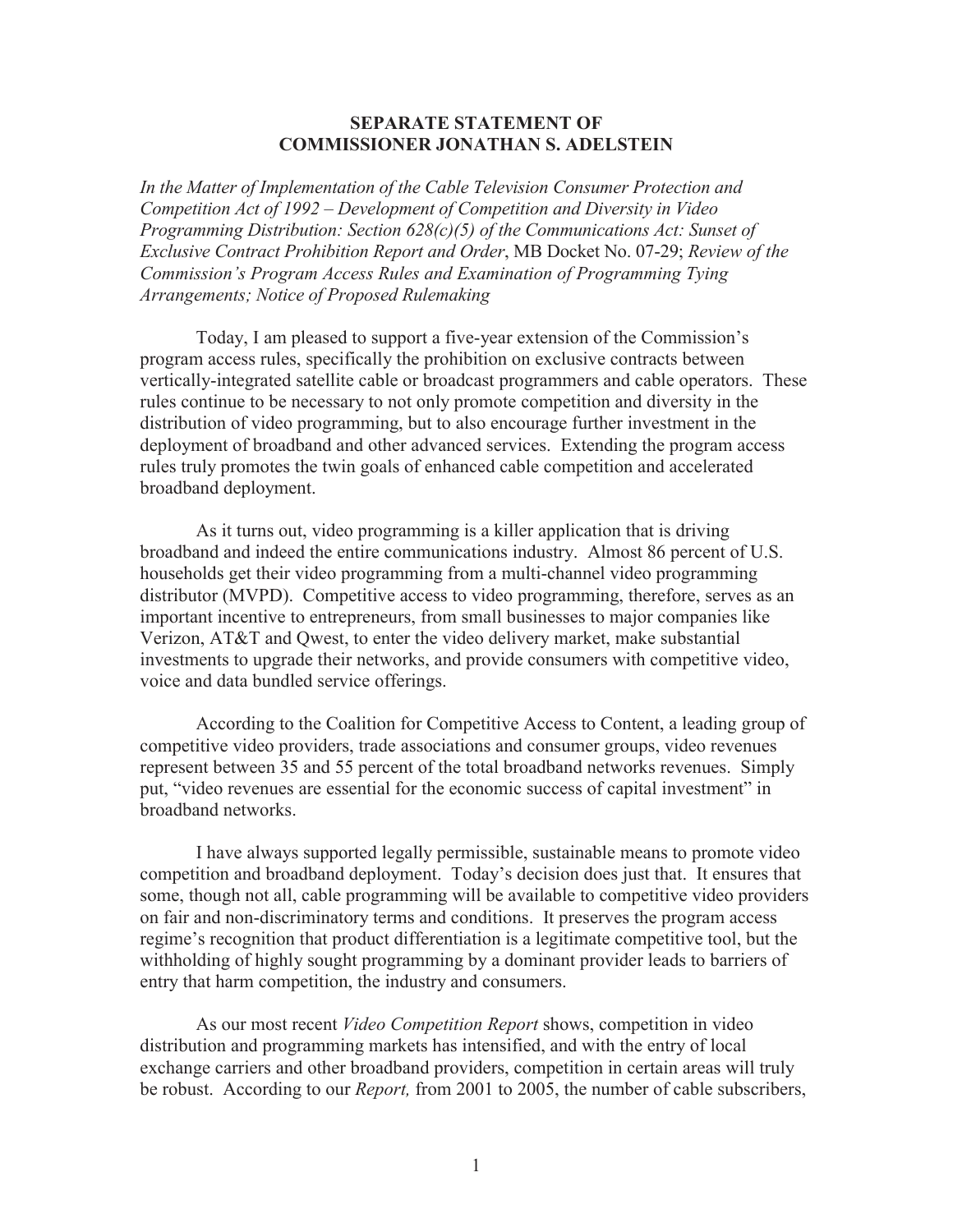# SEPARATE STATEMENT OF COMMISSIONER JONATHAN S. ADELSTEIN

*In the Matter of Implementation of the Cable Television Consumer Protection and Competition Act of 1992 – Development of Competition and Diversity in Video Programming Distribution: Section 628(c)(5) of the Communications Act: Sunset of Exclusive Contract Prohibition Report and Order*, MB Docket No. 07-29; *Review of the Commission's Program Access Rules and Examination of Programming Tying Arrangements; Notice of Proposed Rulemaking*

Today, I am pleased to support a five-year extension of the Commission's program access rules, specifically the prohibition on exclusive contracts between vertically-integrated satellite cable or broadcast programmers and cable operators. These rules continue to be necessary to not only promote competition and diversity in the distribution of video programming, but to also encourage further investment in the deployment of broadband and other advanced services. Extending the program access rules truly promotes the twin goals of enhanced cable competition and accelerated broadband deployment.

As it turns out, video programming is a killer application that is driving broadband and indeed the entire communications industry. Almost 86 percent of U.S. households get their video programming from a multi-channel video programming distributor (MVPD). Competitive access to video programming, therefore, serves as an important incentive to entrepreneurs, from small businesses to major companies like Verizon, AT&T and Qwest, to enter the video delivery market, make substantial investments to upgrade their networks, and provide consumers with competitive video, voice and data bundled service offerings.

According to the Coalition for Competitive Access to Content, a leading group of competitive video providers, trade associations and consumer groups, video revenues represent between 35 and 55 percent of the total broadband networks revenues. Simply put, "video revenues are essential for the economic success of capital investment" in broadband networks.

I have always supported legally permissible, sustainable means to promote video competition and broadband deployment. Today's decision does just that. It ensures that some, though not all, cable programming will be available to competitive video providers on fair and non-discriminatory terms and conditions. It preserves the program access regime's recognition that product differentiation is a legitimate competitive tool, but the withholding of highly sought programming by a dominant provider leads to barriers of entry that harm competition, the industry and consumers.

As our most recent *Video Competition Report* shows, competition in video distribution and programming markets has intensified, and with the entry of local exchange carriers and other broadband providers, competition in certain areas will truly be robust. According to our *Report,* from 2001 to 2005, the number of cable subscribers,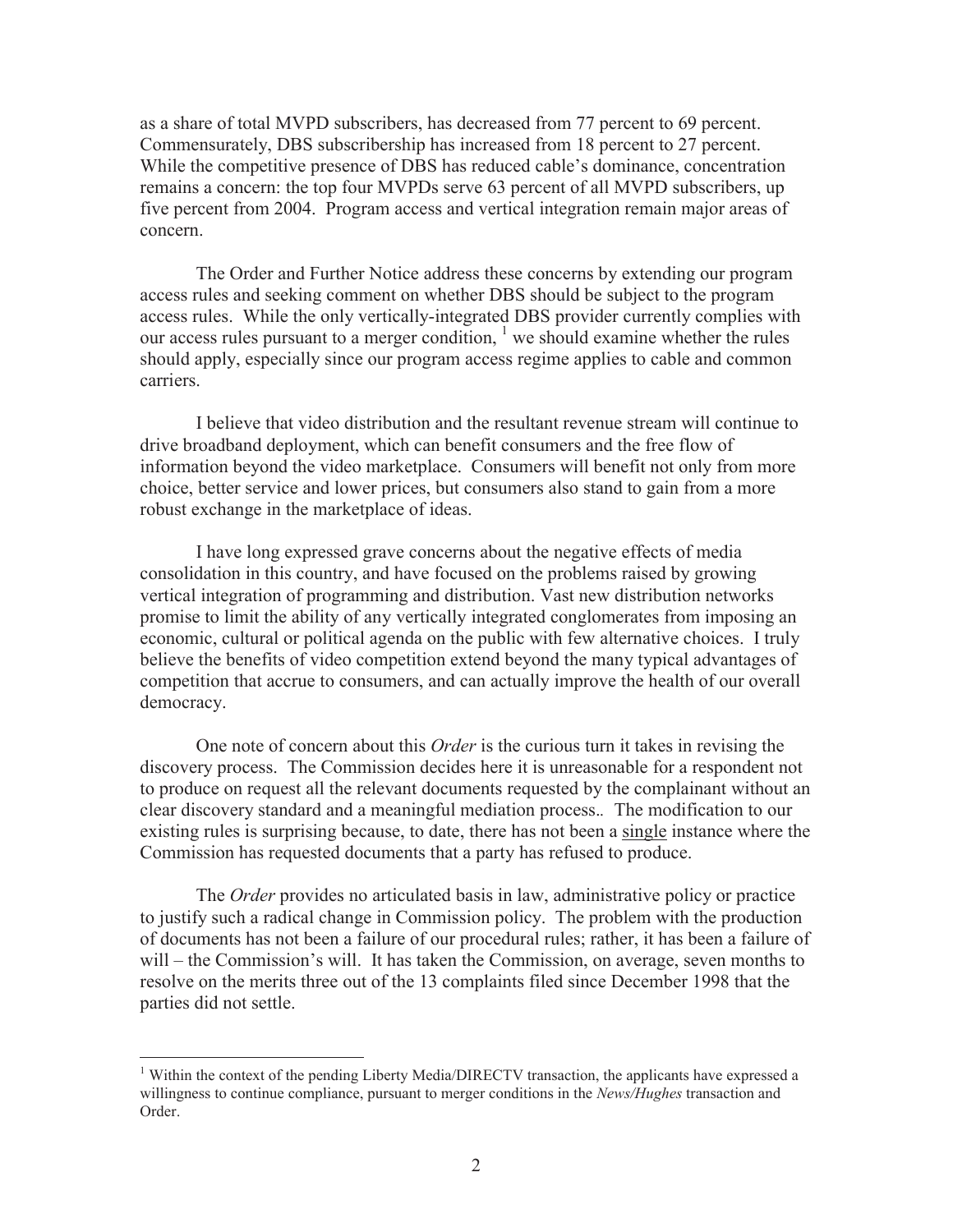as a share of total MVPD subscribers, has decreased from 77 percent to 69 percent. Commensurately, DBS subscribership has increased from 18 percent to 27 percent. While the competitive presence of DBS has reduced cable's dominance, concentration remains a concern: the top four MVPDs serve 63 percent of all MVPD subscribers, up five percent from 2004. Program access and vertical integration remain major areas of concern.

The Order and Further Notice address these concerns by extending our program access rules and seeking comment on whether DBS should be subject to the program access rules. While the only vertically-integrated DBS provider currently complies with our access rules pursuant to a merger condition, [1] we should examine whether the rules should apply, especially since our program access regime applies to cable and common carriers.

I believe that video distribution and the resultant revenue stream will continue to drive broadband deployment, which can benefit consumers and the free flow of information beyond the video marketplace. Consumers will benefit not only from more choice, better service and lower prices, but consumers also stand to gain from a more robust exchange in the marketplace of ideas.

I have long expressed grave concerns about the negative effects of media consolidation in this country, and have focused on the problems raised by growing vertical integration of programming and distribution. Vast new distribution networks promise to limit the ability of any vertically integrated conglomerates from imposing an economic, cultural or political agenda on the public with few alternative choices. I truly believe the benefits of video competition extend beyond the many typical advantages of competition that accrue to consumers, and can actually improve the health of our overall democracy.

One note of concern about this *Order* is the curious turn it takes in revising the discovery process. The Commission decides here it is unreasonable for a respondent not to produce on request all the relevant documents requested by the complainant without an clear discovery standard and a meaningful mediation process.. The modification to our existing rules is surprising because, to date, there has not been a <u>single</u> instance where the Commission has requested documents that a party has refused to produce.

The *Order* provides no articulated basis in law, administrative policy or practice to justify such a radical change in Commission policy. The problem with the production of documents has not been a failure of our procedural rules; rather, it has been a failure of will – the Commission's will. It has taken the Commission, on average, seven months to resolve on the merits three out of the 13 complaints filed since December 1998 that the parties did not settle.

---

[1] Within the context of the pending Liberty Media/DIRECTV transaction, the applicants have expressed a willingness to continue compliance, pursuant to merger conditions in the *News/Hughes* transaction and Order.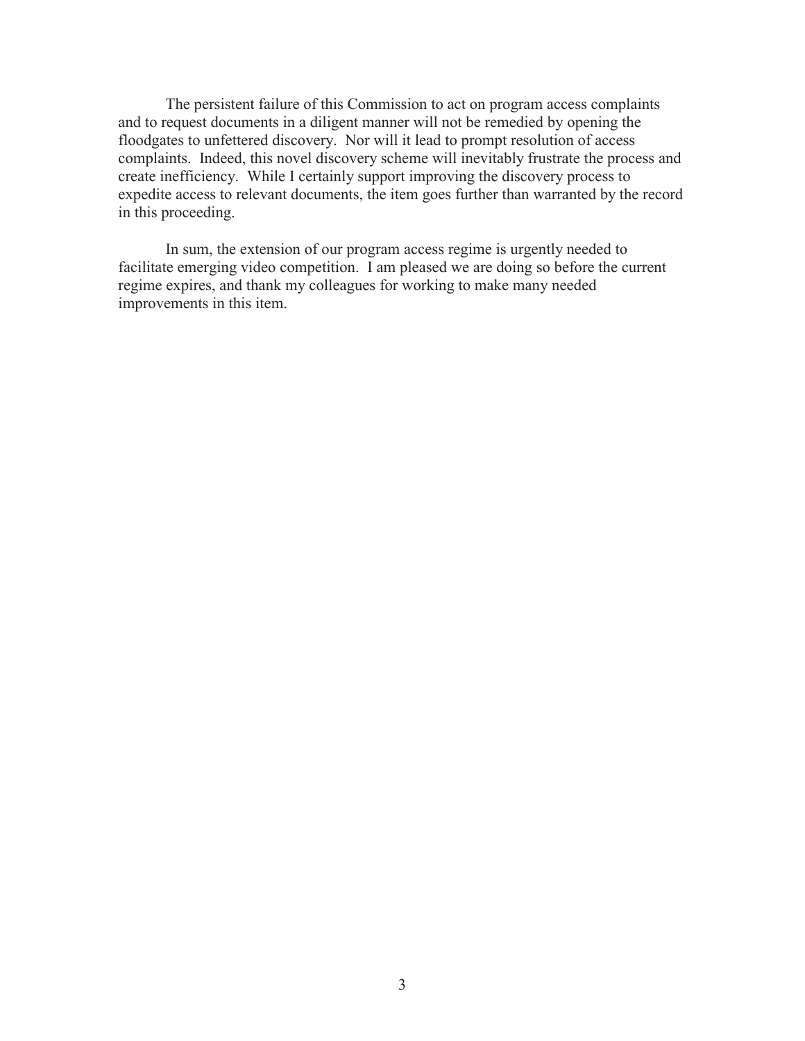The persistent failure of this Commission to act on program access complaints and to request documents in a diligent manner will not be remedied by opening the floodgates to unfettered discovery. Nor will it lead to prompt resolution of access complaints. Indeed, this novel discovery scheme will inevitably frustrate the process and create inefficiency. While I certainly support improving the discovery process to expedite access to relevant documents, the item goes further than warranted by the record in this proceeding.

In sum, the extension of our program access regime is urgently needed to facilitate emerging video competition. I am pleased we are doing so before the current regime expires, and thank my colleagues for working to make many needed improvements in this item.